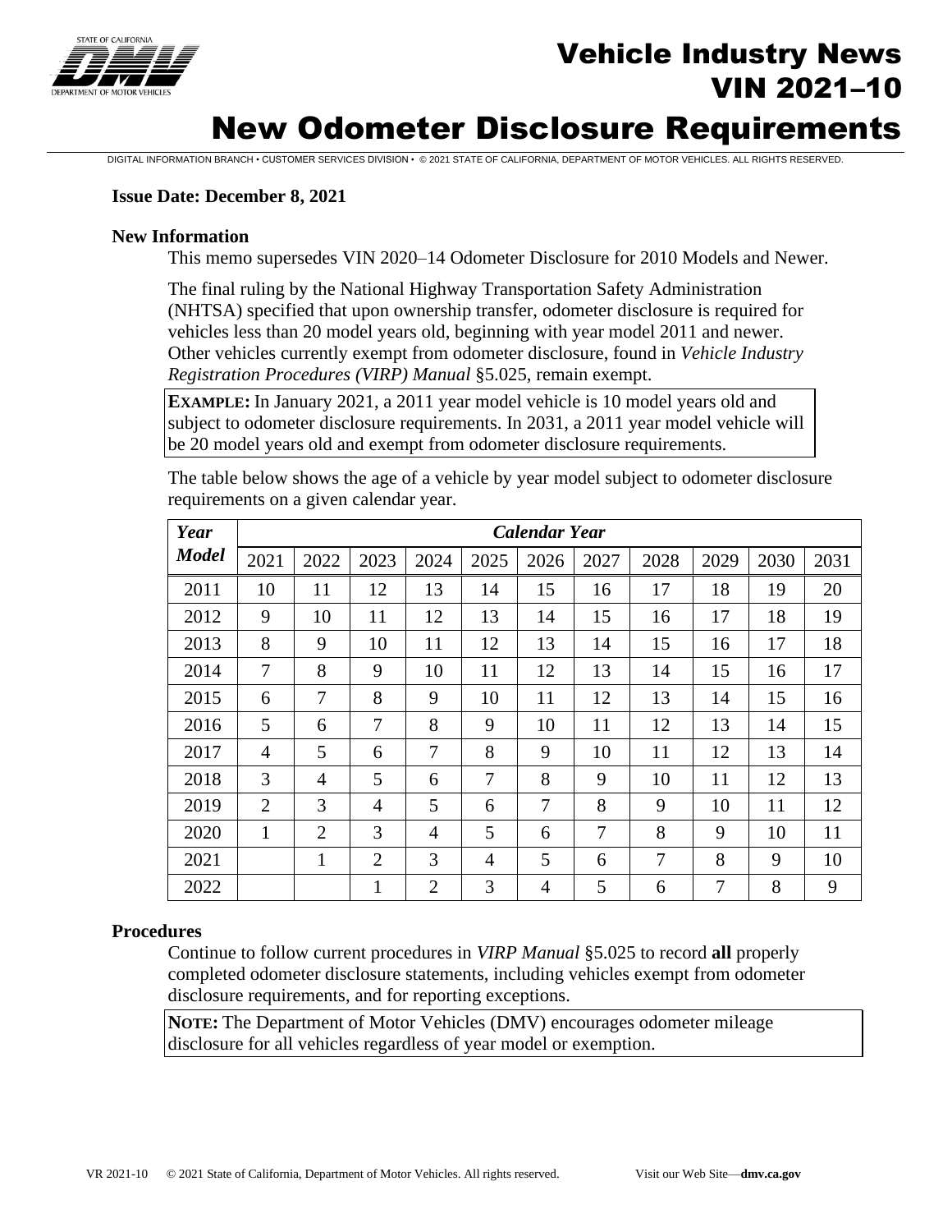# Vehicle Industry News
# VIN 2021–10
# New Odometer Disclosure Requirements

DIGITAL INFORMATION BRANCH • CUSTOMER SERVICES DIVISION • © 2021 STATE OF CALIFORNIA, DEPARTMENT OF MOTOR VEHICLES. ALL RIGHTS RESERVED.

**Issue Date: December 8, 2021**

## New Information

This memo supersedes VIN 2020–14 Odometer Disclosure for 2010 Models and Newer.

The final ruling by the National Highway Transportation Safety Administration (NHTSA) specified that upon ownership transfer, odometer disclosure is required for vehicles less than 20 model years old, beginning with year model 2011 and newer. Other vehicles currently exempt from odometer disclosure, found in *Vehicle Industry Registration Procedures (VIRP) Manual* §5.025, remain exempt.

**EXAMPLE:** In January 2021, a 2011 year model vehicle is 10 model years old and subject to odometer disclosure requirements. In 2031, a 2011 year model vehicle will be 20 model years old and exempt from odometer disclosure requirements.

The table below shows the age of a vehicle by year model subject to odometer disclosure requirements on a given calendar year.

| *Year Model* | *Calendar Year* | | | | | | | | | | |
|---|---|---|---|---|---|---|---|---|---|---|---|
| | 2021 | 2022 | 2023 | 2024 | 2025 | 2026 | 2027 | 2028 | 2029 | 2030 | 2031 |
| 2011 | 10 | 11 | 12 | 13 | 14 | 15 | 16 | 17 | 18 | 19 | 20 |
| 2012 | 9 | 10 | 11 | 12 | 13 | 14 | 15 | 16 | 17 | 18 | 19 |
| 2013 | 8 | 9 | 10 | 11 | 12 | 13 | 14 | 15 | 16 | 17 | 18 |
| 2014 | 7 | 8 | 9 | 10 | 11 | 12 | 13 | 14 | 15 | 16 | 17 |
| 2015 | 6 | 7 | 8 | 9 | 10 | 11 | 12 | 13 | 14 | 15 | 16 |
| 2016 | 5 | 6 | 7 | 8 | 9 | 10 | 11 | 12 | 13 | 14 | 15 |
| 2017 | 4 | 5 | 6 | 7 | 8 | 9 | 10 | 11 | 12 | 13 | 14 |
| 2018 | 3 | 4 | 5 | 6 | 7 | 8 | 9 | 10 | 11 | 12 | 13 |
| 2019 | 2 | 3 | 4 | 5 | 6 | 7 | 8 | 9 | 10 | 11 | 12 |
| 2020 | 1 | 2 | 3 | 4 | 5 | 6 | 7 | 8 | 9 | 10 | 11 |
| 2021 | | 1 | 2 | 3 | 4 | 5 | 6 | 7 | 8 | 9 | 10 |
| 2022 | | | 1 | 2 | 3 | 4 | 5 | 6 | 7 | 8 | 9 |

## Procedures

Continue to follow current procedures in *VIRP Manual* §5.025 to record **all** properly completed odometer disclosure statements, including vehicles exempt from odometer disclosure requirements, and for reporting exceptions.

**NOTE:** The Department of Motor Vehicles (DMV) encourages odometer mileage disclosure for all vehicles regardless of year model or exemption.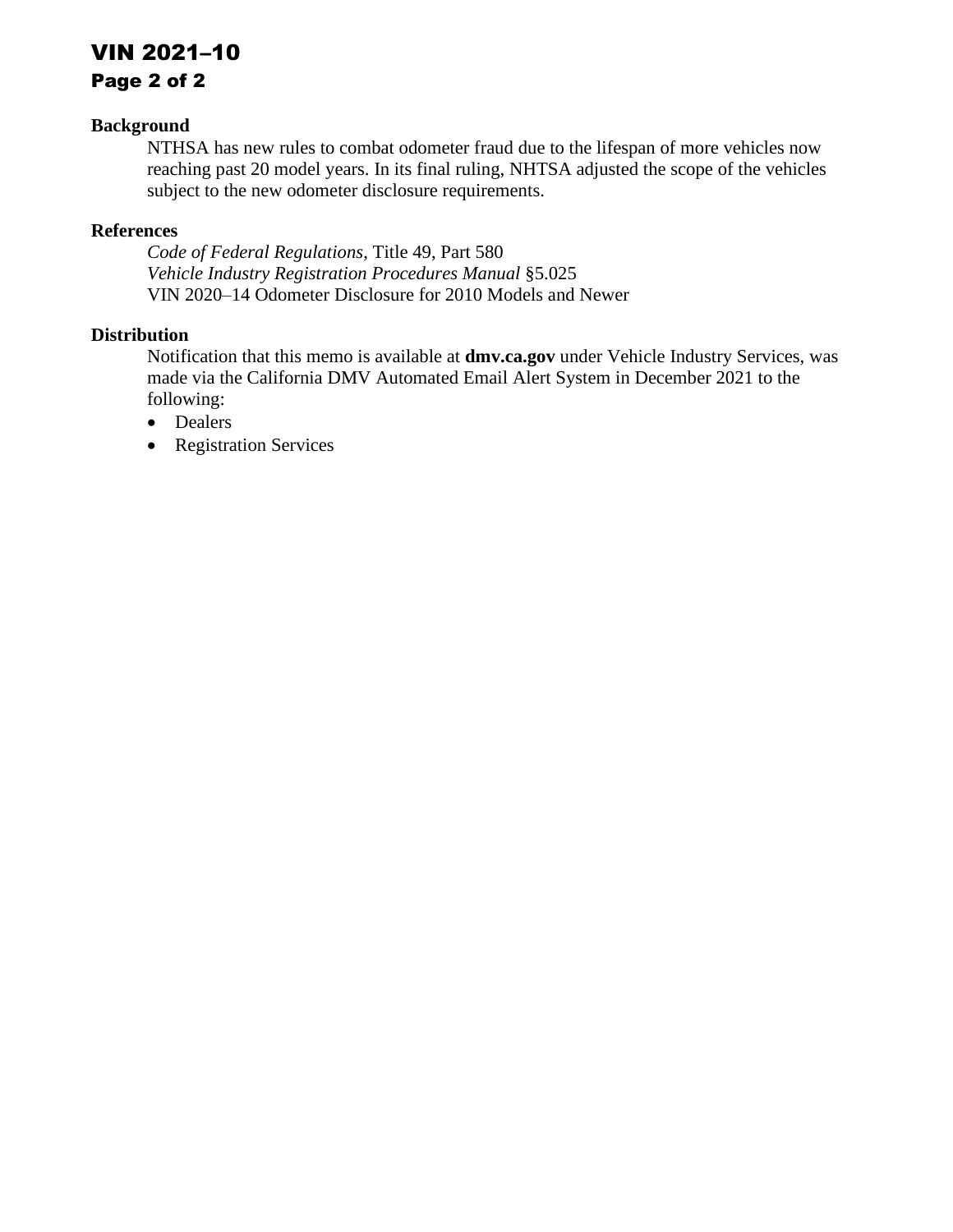## Background

NTHSA has new rules to combat odometer fraud due to the lifespan of more vehicles now reaching past 20 model years. In its final ruling, NHTSA adjusted the scope of the vehicles subject to the new odometer disclosure requirements.

## References

*Code of Federal Regulations*, Title 49, Part 580
*Vehicle Industry Registration Procedures Manual* §5.025
VIN 2020–14 Odometer Disclosure for 2010 Models and Newer

## Distribution

Notification that this memo is available at **dmv.ca.gov** under Vehicle Industry Services, was made via the California DMV Automated Email Alert System in December 2021 to the following:

- Dealers
- Registration Services